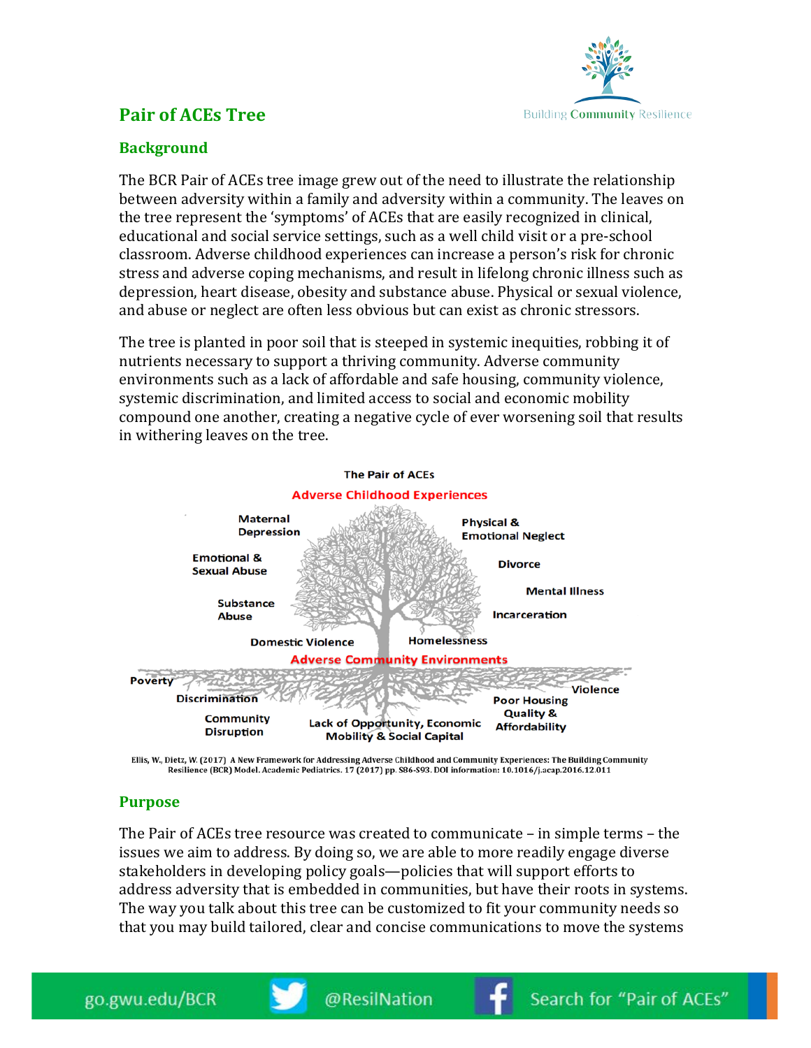# Pair of ACEs Tree

## Background

The BCR Pair of ACEs tree image grew out of the need to illustrate the relationship between adversity within a family and adversity within a community. The leaves on the tree represent the 'symptoms' of ACEs that are easily recognized in clinical, educational and social service settings, such as a well child visit or a pre-school classroom. Adverse childhood experiences can increase a person's risk for chronic stress and adverse coping mechanisms, and result in lifelong chronic illness such as depression, heart disease, obesity and substance abuse. Physical or sexual violence, and abuse or neglect are often less obvious but can exist as chronic stressors.

The tree is planted in poor soil that is steeped in systemic inequities, robbing it of nutrients necessary to support a thriving community. Adverse community environments such as a lack of affordable and safe housing, community violence, systemic discrimination, and limited access to social and economic mobility compound one another, creating a negative cycle of ever worsening soil that results in withering leaves on the tree.

The Pair of ACEs

Adverse Childhood Experiences

Maternal Depression, Emotional & Sexual Abuse, Substance Abuse, Domestic Violence, Physical & Emotional Neglect, Divorce, Mental Illness, Incarceration, Homelessness

Adverse Community Environments

Poverty, Discrimination, Community Disruption, Lack of Opportunity, Economic Mobility & Social Capital, Poor Housing Quality & Affordability, Violence

Ellis, W., Dietz, W. (2017) A New Framework for Addressing Adverse Childhood and Community Experiences: The Building Community Resilience (BCR) Model. Academic Pediatrics. 17 (2017) pp. S86-S93. DOI information: 10.1016/j.acap.2016.12.011

## Purpose

The Pair of ACEs tree resource was created to communicate – in simple terms – the issues we aim to address. By doing so, we are able to more readily engage diverse stakeholders in developing policy goals—policies that will support efforts to address adversity that is embedded in communities, but have their roots in systems. The way you talk about this tree can be customized to fit your community needs so that you may build tailored, clear and concise communications to move the systems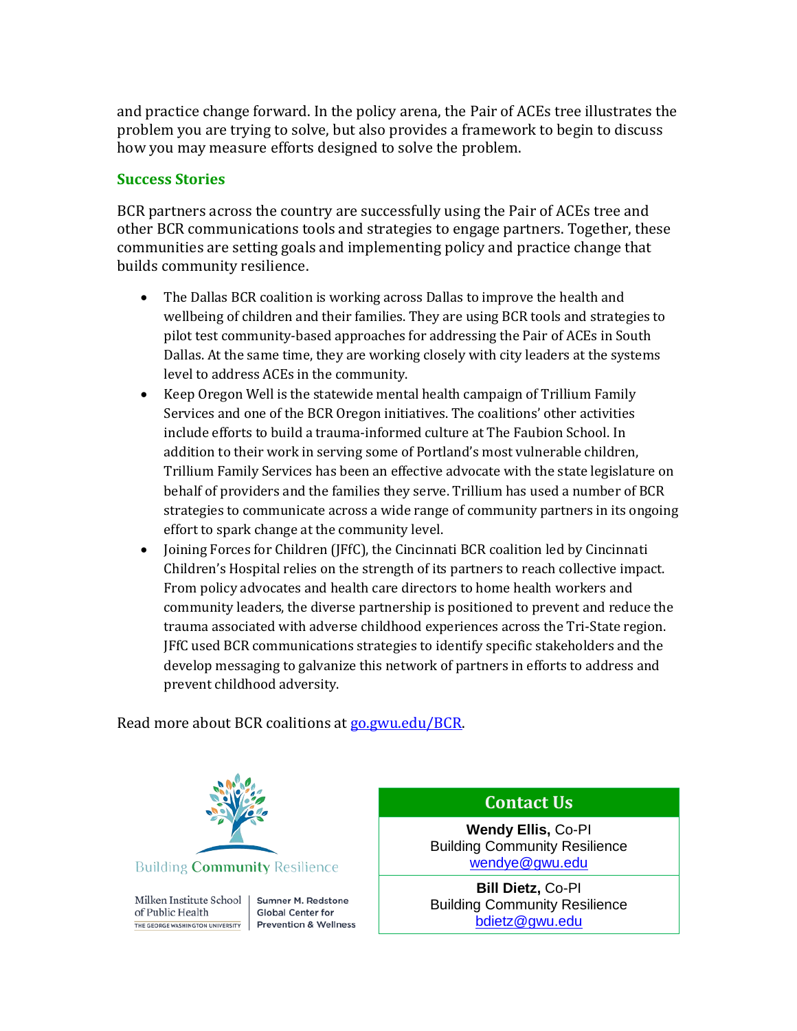and practice change forward. In the policy arena, the Pair of ACEs tree illustrates the problem you are trying to solve, but also provides a framework to begin to discuss how you may measure efforts designed to solve the problem.

### Success Stories

BCR partners across the country are successfully using the Pair of ACEs tree and other BCR communications tools and strategies to engage partners. Together, these communities are setting goals and implementing policy and practice change that builds community resilience.

- The Dallas BCR coalition is working across Dallas to improve the health and wellbeing of children and their families. They are using BCR tools and strategies to pilot test community-based approaches for addressing the Pair of ACEs in South Dallas. At the same time, they are working closely with city leaders at the systems level to address ACEs in the community.
- Keep Oregon Well is the statewide mental health campaign of Trillium Family Services and one of the BCR Oregon initiatives. The coalitions' other activities include efforts to build a trauma-informed culture at The Faubion School. In addition to their work in serving some of Portland's most vulnerable children, Trillium Family Services has been an effective advocate with the state legislature on behalf of providers and the families they serve. Trillium has used a number of BCR strategies to communicate across a wide range of community partners in its ongoing effort to spark change at the community level.
- Joining Forces for Children (JFfC), the Cincinnati BCR coalition led by Cincinnati Children's Hospital relies on the strength of its partners to reach collective impact. From policy advocates and health care directors to home health workers and community leaders, the diverse partnership is positioned to prevent and reduce the trauma associated with adverse childhood experiences across the Tri-State region. JFfC used BCR communications strategies to identify specific stakeholders and the develop messaging to galvanize this network of partners in efforts to address and prevent childhood adversity.

Read more about BCR coalitions at [go.gwu.edu/BCR](go.gwu.edu/BCR).

Building Community Resilience

Milken Institute School of Public Health
THE GEORGE WASHINGTON UNIVERSITY

Sumner M. Redstone Global Center for Prevention & Wellness

| Contact Us |
|---|
| **Wendy Ellis,** Co-PI<br>Building Community Resilience<br>wendye@gwu.edu |
| **Bill Dietz,** Co-PI<br>Building Community Resilience<br>bdietz@gwu.edu |